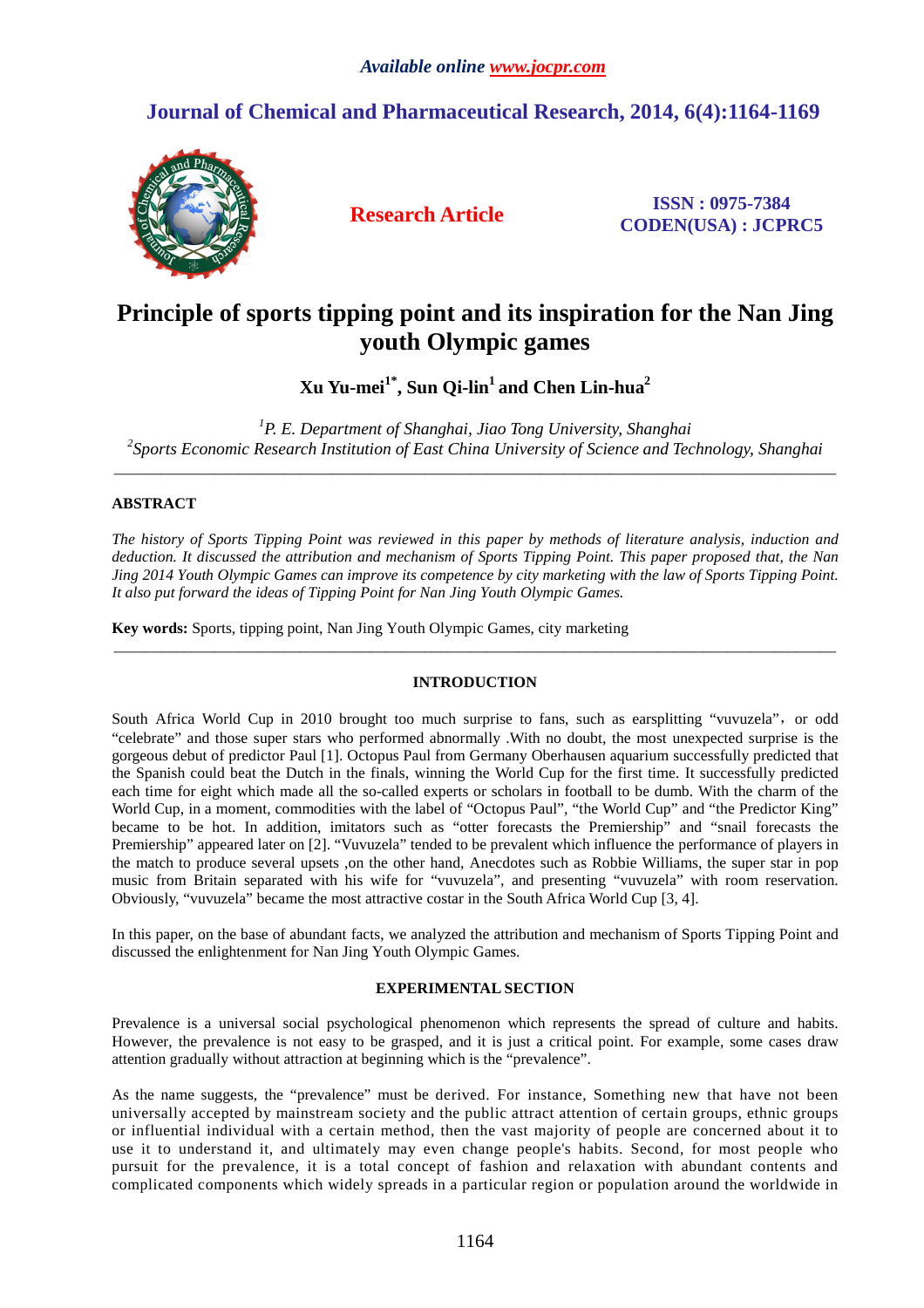*Available online www.jocpr.com*

**Journal of Chemical and Pharmaceutical Research, 2014, 6(4):1164-1169**

**Research Article**

**ISSN : 0975-7384**
**CODEN(USA) : JCPRC5**

# Principle of sports tipping point and its inspiration for the Nan Jing youth Olympic games

**Xu Yu-mei[1*], Sun Qi-lin[1] and Chen Lin-hua[2]**

*[1]P. E. Department of Shanghai, Jiao Tong University, Shanghai*
*[2]Sports Economic Research Institution of East China University of Science and Technology, Shanghai*

---

## ABSTRACT

*The history of Sports Tipping Point was reviewed in this paper by methods of literature analysis, induction and deduction. It discussed the attribution and mechanism of Sports Tipping Point. This paper proposed that, the Nan Jing 2014 Youth Olympic Games can improve its competence by city marketing with the law of Sports Tipping Point. It also put forward the ideas of Tipping Point for Nan Jing Youth Olympic Games.*

**Key words:** Sports, tipping point, Nan Jing Youth Olympic Games, city marketing

---

## INTRODUCTION

South Africa World Cup in 2010 brought too much surprise to fans, such as earsplitting "vuvuzela", or odd "celebrate" and those super stars who performed abnormally .With no doubt, the most unexpected surprise is the gorgeous debut of predictor Paul [1]. Octopus Paul from Germany Oberhausen aquarium successfully predicted that the Spanish could beat the Dutch in the finals, winning the World Cup for the first time. It successfully predicted each time for eight which made all the so-called experts or scholars in football to be dumb. With the charm of the World Cup, in a moment, commodities with the label of "Octopus Paul", "the World Cup" and "the Predictor King" became to be hot. In addition, imitators such as "otter forecasts the Premiership" and "snail forecasts the Premiership" appeared later on [2]. "Vuvuzela" tended to be prevalent which influence the performance of players in the match to produce several upsets ,on the other hand, Anecdotes such as Robbie Williams, the super star in pop music from Britain separated with his wife for "vuvuzela", and presenting "vuvuzela" with room reservation. Obviously, "vuvuzela" became the most attractive costar in the South Africa World Cup [3, 4].

In this paper, on the base of abundant facts, we analyzed the attribution and mechanism of Sports Tipping Point and discussed the enlightenment for Nan Jing Youth Olympic Games.

## EXPERIMENTAL SECTION

Prevalence is a universal social psychological phenomenon which represents the spread of culture and habits. However, the prevalence is not easy to be grasped, and it is just a critical point. For example, some cases draw attention gradually without attraction at beginning which is the "prevalence".

As the name suggests, the "prevalence" must be derived. For instance, Something new that have not been universally accepted by mainstream society and the public attract attention of certain groups, ethnic groups or influential individual with a certain method, then the vast majority of people are concerned about it to use it to understand it, and ultimately may even change people's habits. Second, for most people who pursuit for the prevalence, it is a total concept of fashion and relaxation with abundant contents and complicated components which widely spreads in a particular region or population around the worldwide in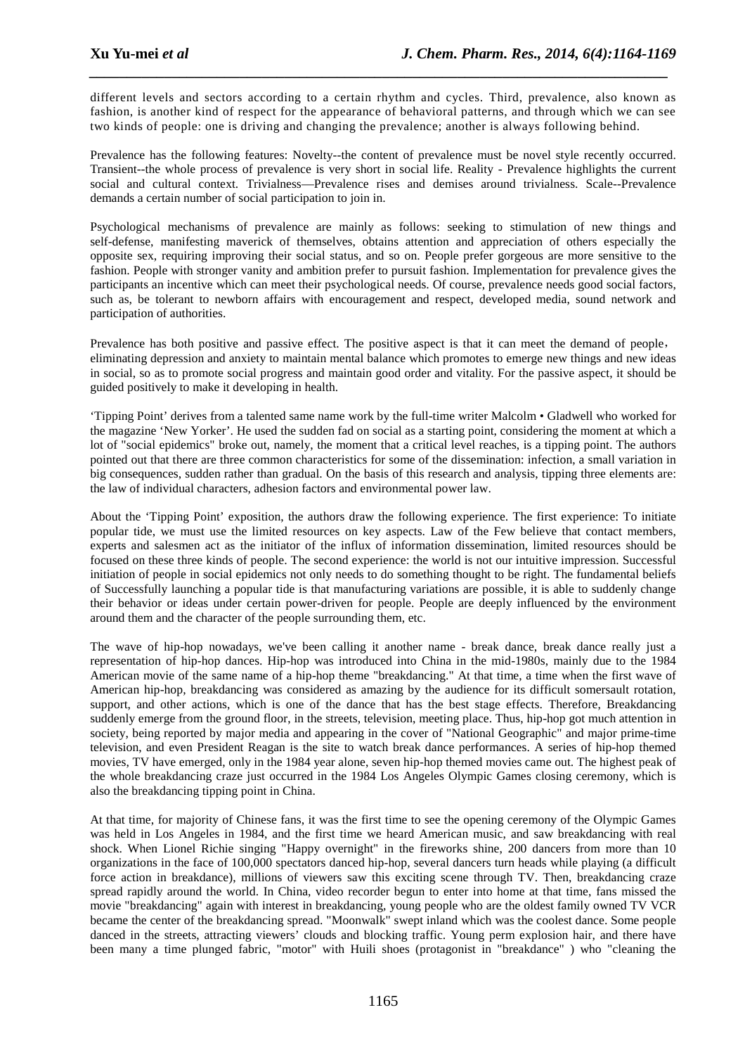different levels and sectors according to a certain rhythm and cycles. Third, prevalence, also known as fashion, is another kind of respect for the appearance of behavioral patterns, and through which we can see two kinds of people: one is driving and changing the prevalence; another is always following behind.

Prevalence has the following features: Novelty--the content of prevalence must be novel style recently occurred. Transient--the whole process of prevalence is very short in social life. Reality - Prevalence highlights the current social and cultural context. Trivialness—Prevalence rises and demises around trivialness. Scale--Prevalence demands a certain number of social participation to join in.

Psychological mechanisms of prevalence are mainly as follows: seeking to stimulation of new things and self-defense, manifesting maverick of themselves, obtains attention and appreciation of others especially the opposite sex, requiring improving their social status, and so on. People prefer gorgeous are more sensitive to the fashion. People with stronger vanity and ambition prefer to pursuit fashion. Implementation for prevalence gives the participants an incentive which can meet their psychological needs. Of course, prevalence needs good social factors, such as, be tolerant to newborn affairs with encouragement and respect, developed media, sound network and participation of authorities.

Prevalence has both positive and passive effect. The positive aspect is that it can meet the demand of people, eliminating depression and anxiety to maintain mental balance which promotes to emerge new things and new ideas in social, so as to promote social progress and maintain good order and vitality. For the passive aspect, it should be guided positively to make it developing in health.

'Tipping Point' derives from a talented same name work by the full-time writer Malcolm • Gladwell who worked for the magazine 'New Yorker'. He used the sudden fad on social as a starting point, considering the moment at which a lot of "social epidemics" broke out, namely, the moment that a critical level reaches, is a tipping point. The authors pointed out that there are three common characteristics for some of the dissemination: infection, a small variation in big consequences, sudden rather than gradual. On the basis of this research and analysis, tipping three elements are: the law of individual characters, adhesion factors and environmental power law.

About the 'Tipping Point' exposition, the authors draw the following experience. The first experience: To initiate popular tide, we must use the limited resources on key aspects. Law of the Few believe that contact members, experts and salesmen act as the initiator of the influx of information dissemination, limited resources should be focused on these three kinds of people. The second experience: the world is not our intuitive impression. Successful initiation of people in social epidemics not only needs to do something thought to be right. The fundamental beliefs of Successfully launching a popular tide is that manufacturing variations are possible, it is able to suddenly change their behavior or ideas under certain power-driven for people. People are deeply influenced by the environment around them and the character of the people surrounding them, etc.

The wave of hip-hop nowadays, we've been calling it another name - break dance, break dance really just a representation of hip-hop dances. Hip-hop was introduced into China in the mid-1980s, mainly due to the 1984 American movie of the same name of a hip-hop theme "breakdancing." At that time, a time when the first wave of American hip-hop, breakdancing was considered as amazing by the audience for its difficult somersault rotation, support, and other actions, which is one of the dance that has the best stage effects. Therefore, Breakdancing suddenly emerge from the ground floor, in the streets, television, meeting place. Thus, hip-hop got much attention in society, being reported by major media and appearing in the cover of "National Geographic" and major prime-time television, and even President Reagan is the site to watch break dance performances. A series of hip-hop themed movies, TV have emerged, only in the 1984 year alone, seven hip-hop themed movies came out. The highest peak of the whole breakdancing craze just occurred in the 1984 Los Angeles Olympic Games closing ceremony, which is also the breakdancing tipping point in China.

At that time, for majority of Chinese fans, it was the first time to see the opening ceremony of the Olympic Games was held in Los Angeles in 1984, and the first time we heard American music, and saw breakdancing with real shock. When Lionel Richie singing "Happy overnight" in the fireworks shine, 200 dancers from more than 10 organizations in the face of 100,000 spectators danced hip-hop, several dancers turn heads while playing (a difficult force action in breakdance), millions of viewers saw this exciting scene through TV. Then, breakdancing craze spread rapidly around the world. In China, video recorder begun to enter into home at that time, fans missed the movie "breakdancing" again with interest in breakdancing, young people who are the oldest family owned TV VCR became the center of the breakdancing spread. "Moonwalk" swept inland which was the coolest dance. Some people danced in the streets, attracting viewers' clouds and blocking traffic. Young perm explosion hair, and there have been many a time plunged fabric, "motor" with Huili shoes (protagonist in "breakdance" ) who "cleaning the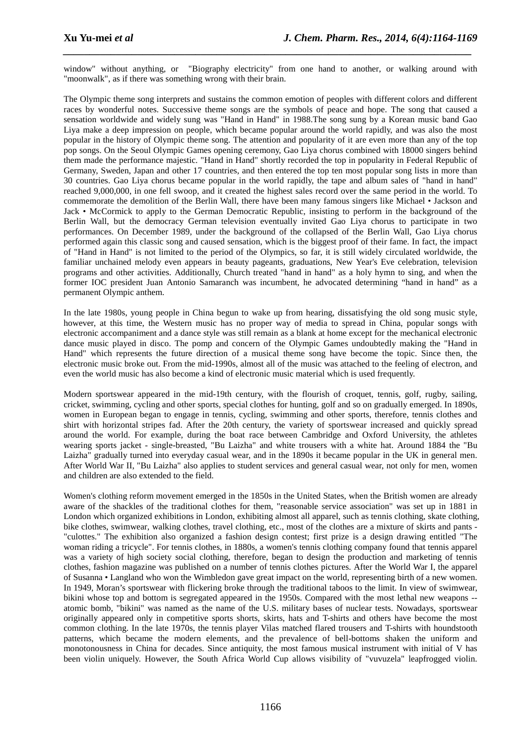window" without anything, or "Biography electricity" from one hand to another, or walking around with "moonwalk", as if there was something wrong with their brain.

The Olympic theme song interprets and sustains the common emotion of peoples with different colors and different races by wonderful notes. Successive theme songs are the symbols of peace and hope. The song that caused a sensation worldwide and widely sung was "Hand in Hand" in 1988.The song sung by a Korean music band Gao Liya make a deep impression on people, which became popular around the world rapidly, and was also the most popular in the history of Olympic theme song. The attention and popularity of it are even more than any of the top pop songs. On the Seoul Olympic Games opening ceremony, Gao Liya chorus combined with 18000 singers behind them made the performance majestic. "Hand in Hand" shortly recorded the top in popularity in Federal Republic of Germany, Sweden, Japan and other 17 countries, and then entered the top ten most popular song lists in more than 30 countries. Gao Liya chorus became popular in the world rapidly, the tape and album sales of "hand in hand" reached 9,000,000, in one fell swoop, and it created the highest sales record over the same period in the world. To commemorate the demolition of the Berlin Wall, there have been many famous singers like Michael • Jackson and Jack • McCormick to apply to the German Democratic Republic, insisting to perform in the background of the Berlin Wall, but the democracy German television eventually invited Gao Liya chorus to participate in two performances. On December 1989, under the background of the collapsed of the Berlin Wall, Gao Liya chorus performed again this classic song and caused sensation, which is the biggest proof of their fame. In fact, the impact of "Hand in Hand" is not limited to the period of the Olympics, so far, it is still widely circulated worldwide, the familiar unchained melody even appears in beauty pageants, graduations, New Year's Eve celebration, television programs and other activities. Additionally, Church treated "hand in hand" as a holy hymn to sing, and when the former IOC president Juan Antonio Samaranch was incumbent, he advocated determining "hand in hand" as a permanent Olympic anthem.

In the late 1980s, young people in China begun to wake up from hearing, dissatisfying the old song music style, however, at this time, the Western music has no proper way of media to spread in China, popular songs with electronic accompaniment and a dance style was still remain as a blank at home except for the mechanical electronic dance music played in disco. The pomp and concern of the Olympic Games undoubtedly making the "Hand in Hand" which represents the future direction of a musical theme song have become the topic. Since then, the electronic music broke out. From the mid-1990s, almost all of the music was attached to the feeling of electron, and even the world music has also become a kind of electronic music material which is used frequently.

Modern sportswear appeared in the mid-19th century, with the flourish of croquet, tennis, golf, rugby, sailing, cricket, swimming, cycling and other sports, special clothes for hunting, golf and so on gradually emerged. In 1890s, women in European began to engage in tennis, cycling, swimming and other sports, therefore, tennis clothes and shirt with horizontal stripes fad. After the 20th century, the variety of sportswear increased and quickly spread around the world. For example, during the boat race between Cambridge and Oxford University, the athletes wearing sports jacket - single-breasted, "Bu Laizha" and white trousers with a white hat. Around 1884 the "Bu Laizha" gradually turned into everyday casual wear, and in the 1890s it became popular in the UK in general men. After World War II, "Bu Laizha" also applies to student services and general casual wear, not only for men, women and children are also extended to the field.

Women's clothing reform movement emerged in the 1850s in the United States, when the British women are already aware of the shackles of the traditional clothes for them, "reasonable service association" was set up in 1881 in London which organized exhibitions in London, exhibiting almost all apparel, such as tennis clothing, skate clothing, bike clothes, swimwear, walking clothes, travel clothing, etc., most of the clothes are a mixture of skirts and pants - "culottes." The exhibition also organized a fashion design contest; first prize is a design drawing entitled "The woman riding a tricycle". For tennis clothes, in 1880s, a women's tennis clothing company found that tennis apparel was a variety of high society social clothing, therefore, began to design the production and marketing of tennis clothes, fashion magazine was published on a number of tennis clothes pictures. After the World War I, the apparel of Susanna • Langland who won the Wimbledon gave great impact on the world, representing birth of a new women. In 1949, Moran's sportswear with flickering broke through the traditional taboos to the limit. In view of swimwear, bikini whose top and bottom is segregated appeared in the 1950s. Compared with the most lethal new weapons -- atomic bomb, "bikini" was named as the name of the U.S. military bases of nuclear tests. Nowadays, sportswear originally appeared only in competitive sports shorts, skirts, hats and T-shirts and others have become the most common clothing. In the late 1970s, the tennis player Vilas matched flared trousers and T-shirts with houndstooth patterns, which became the modern elements, and the prevalence of bell-bottoms shaken the uniform and monotonousness in China for decades. Since antiquity, the most famous musical instrument with initial of V has been violin uniquely. However, the South Africa World Cup allows visibility of "vuvuzela" leapfrogged violin.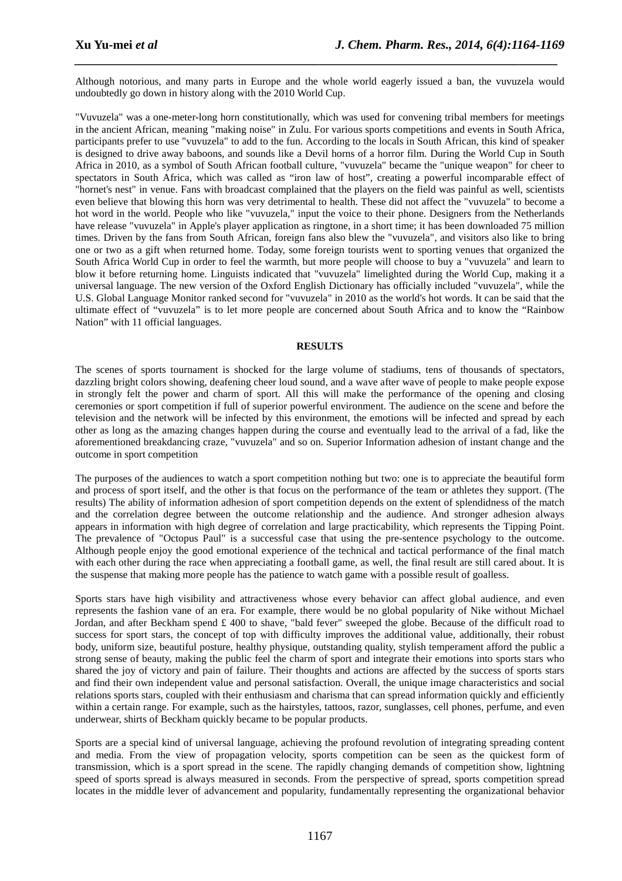Although notorious, and many parts in Europe and the whole world eagerly issued a ban, the vuvuzela would undoubtedly go down in history along with the 2010 World Cup.

"Vuvuzela" was a one-meter-long horn constitutionally, which was used for convening tribal members for meetings in the ancient African, meaning "making noise" in Zulu. For various sports competitions and events in South Africa, participants prefer to use "vuvuzela" to add to the fun. According to the locals in South African, this kind of speaker is designed to drive away baboons, and sounds like a Devil horns of a horror film. During the World Cup in South Africa in 2010, as a symbol of South African football culture, "vuvuzela" became the "unique weapon" for cheer to spectators in South Africa, which was called as "iron law of host", creating a powerful incomparable effect of "hornet's nest" in venue. Fans with broadcast complained that the players on the field was painful as well, scientists even believe that blowing this horn was very detrimental to health. These did not affect the "vuvuzela" to become a hot word in the world. People who like "vuvuzela," input the voice to their phone. Designers from the Netherlands have release "vuvuzela" in Apple's player application as ringtone, in a short time; it has been downloaded 75 million times. Driven by the fans from South African, foreign fans also blew the "vuvuzela", and visitors also like to bring one or two as a gift when returned home. Today, some foreign tourists went to sporting venues that organized the South Africa World Cup in order to feel the warmth, but more people will choose to buy a "vuvuzela" and learn to blow it before returning home. Linguists indicated that "vuvuzela" limelighted during the World Cup, making it a universal language. The new version of the Oxford English Dictionary has officially included "vuvuzela", while the U.S. Global Language Monitor ranked second for "vuvuzela" in 2010 as the world's hot words. It can be said that the ultimate effect of "vuvuzela" is to let more people are concerned about South Africa and to know the "Rainbow Nation" with 11 official languages.

## RESULTS

The scenes of sports tournament is shocked for the large volume of stadiums, tens of thousands of spectators, dazzling bright colors showing, deafening cheer loud sound, and a wave after wave of people to make people expose in strongly felt the power and charm of sport. All this will make the performance of the opening and closing ceremonies or sport competition if full of superior powerful environment. The audience on the scene and before the television and the network will be infected by this environment, the emotions will be infected and spread by each other as long as the amazing changes happen during the course and eventually lead to the arrival of a fad, like the aforementioned breakdancing craze, "vuvuzela" and so on. Superior Information adhesion of instant change and the outcome in sport competition

The purposes of the audiences to watch a sport competition nothing but two: one is to appreciate the beautiful form and process of sport itself, and the other is that focus on the performance of the team or athletes they support. (The results) The ability of information adhesion of sport competition depends on the extent of splendidness of the match and the correlation degree between the outcome relationship and the audience. And stronger adhesion always appears in information with high degree of correlation and large practicability, which represents the Tipping Point. The prevalence of "Octopus Paul" is a successful case that using the pre-sentence psychology to the outcome. Although people enjoy the good emotional experience of the technical and tactical performance of the final match with each other during the race when appreciating a football game, as well, the final result are still cared about. It is the suspense that making more people has the patience to watch game with a possible result of goalless.

Sports stars have high visibility and attractiveness whose every behavior can affect global audience, and even represents the fashion vane of an era. For example, there would be no global popularity of Nike without Michael Jordan, and after Beckham spend £ 400 to shave, "bald fever" swept the globe. Because of the difficult road to success for sport stars, the concept of top with difficulty improves the additional value, additionally, their robust body, uniform size, beautiful posture, healthy physique, outstanding quality, stylish temperament afford the public a strong sense of beauty, making the public feel the charm of sport and integrate their emotions into sports stars who shared the joy of victory and pain of failure. Their thoughts and actions are affected by the success of sports stars and find their own independent value and personal satisfaction. Overall, the unique image characteristics and social relations sports stars, coupled with their enthusiasm and charisma that can spread information quickly and efficiently within a certain range. For example, such as the hairstyles, tattoos, razor, sunglasses, cell phones, perfume, and even underwear, shirts of Beckham quickly became to be popular products.

Sports are a special kind of universal language, achieving the profound revolution of integrating spreading content and media. From the view of propagation velocity, sports competition can be seen as the quickest form of transmission, which is a sport spread in the scene. The rapidly changing demands of competition show, lightning speed of sports spread is always measured in seconds. From the perspective of spread, sports competition spread locates in the middle lever of advancement and popularity, fundamentally representing the organizational behavior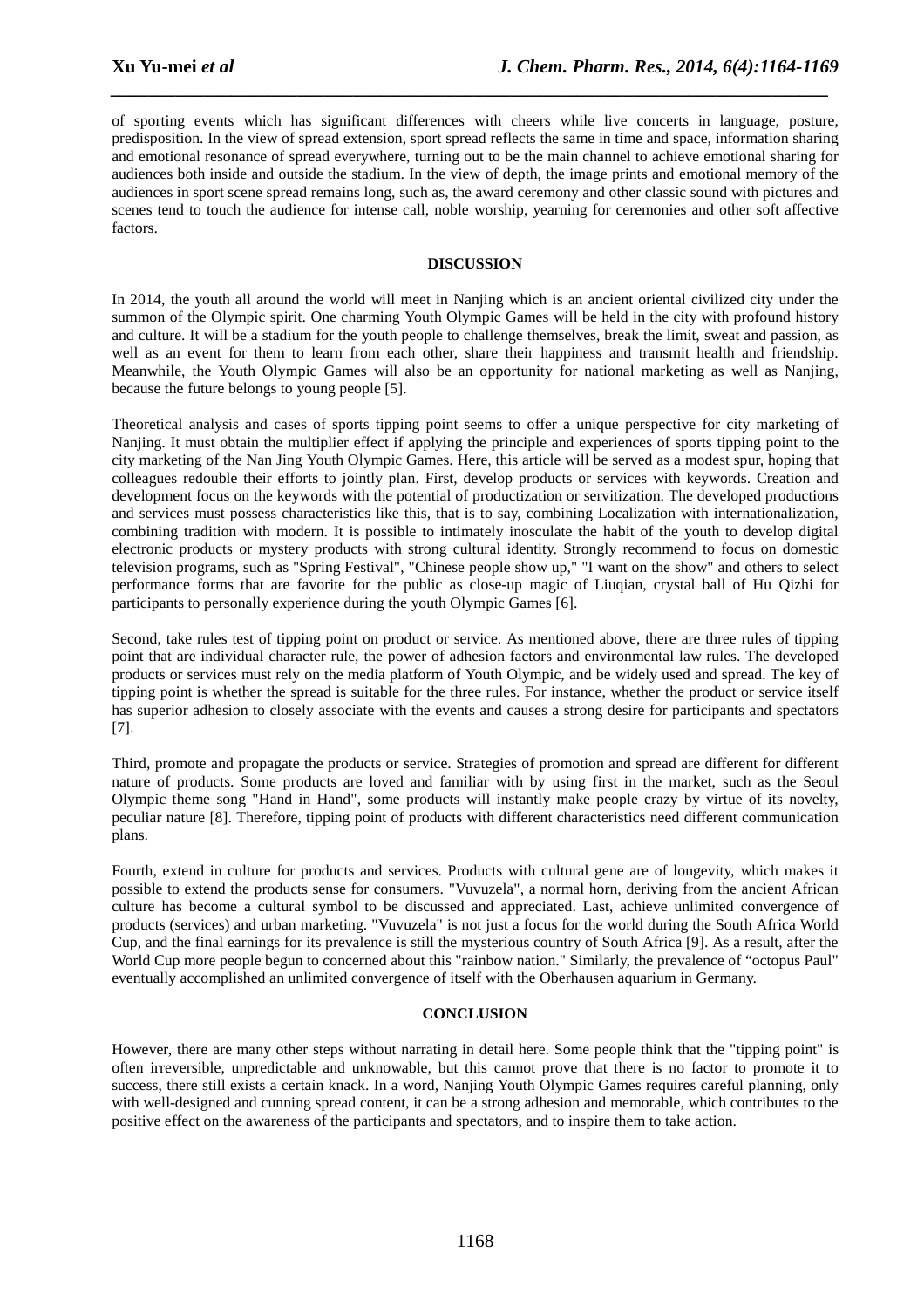of sporting events which has significant differences with cheers while live concerts in language, posture, predisposition. In the view of spread extension, sport spread reflects the same in time and space, information sharing and emotional resonance of spread everywhere, turning out to be the main channel to achieve emotional sharing for audiences both inside and outside the stadium. In the view of depth, the image prints and emotional memory of the audiences in sport scene spread remains long, such as, the award ceremony and other classic sound with pictures and scenes tend to touch the audience for intense call, noble worship, yearning for ceremonies and other soft affective factors.

## DISCUSSION

In 2014, the youth all around the world will meet in Nanjing which is an ancient oriental civilized city under the summon of the Olympic spirit. One charming Youth Olympic Games will be held in the city with profound history and culture. It will be a stadium for the youth people to challenge themselves, break the limit, sweat and passion, as well as an event for them to learn from each other, share their happiness and transmit health and friendship. Meanwhile, the Youth Olympic Games will also be an opportunity for national marketing as well as Nanjing, because the future belongs to young people [5].

Theoretical analysis and cases of sports tipping point seems to offer a unique perspective for city marketing of Nanjing. It must obtain the multiplier effect if applying the principle and experiences of sports tipping point to the city marketing of the Nan Jing Youth Olympic Games. Here, this article will be served as a modest spur, hoping that colleagues redouble their efforts to jointly plan. First, develop products or services with keywords. Creation and development focus on the keywords with the potential of productization or servitization. The developed productions and services must possess characteristics like this, that is to say, combining Localization with internationalization, combining tradition with modern. It is possible to intimately inosculate the habit of the youth to develop digital electronic products or mystery products with strong cultural identity. Strongly recommend to focus on domestic television programs, such as "Spring Festival", "Chinese people show up," "I want on the show" and others to select performance forms that are favorite for the public as close-up magic of Liuqian, crystal ball of Hu Qizhi for participants to personally experience during the youth Olympic Games [6].

Second, take rules test of tipping point on product or service. As mentioned above, there are three rules of tipping point that are individual character rule, the power of adhesion factors and environmental law rules. The developed products or services must rely on the media platform of Youth Olympic, and be widely used and spread. The key of tipping point is whether the spread is suitable for the three rules. For instance, whether the product or service itself has superior adhesion to closely associate with the events and causes a strong desire for participants and spectators [7].

Third, promote and propagate the products or service. Strategies of promotion and spread are different for different nature of products. Some products are loved and familiar with by using first in the market, such as the Seoul Olympic theme song "Hand in Hand", some products will instantly make people crazy by virtue of its novelty, peculiar nature [8]. Therefore, tipping point of products with different characteristics need different communication plans.

Fourth, extend in culture for products and services. Products with cultural gene are of longevity, which makes it possible to extend the products sense for consumers. "Vuvuzela", a normal horn, deriving from the ancient African culture has become a cultural symbol to be discussed and appreciated. Last, achieve unlimited convergence of products (services) and urban marketing. "Vuvuzela" is not just a focus for the world during the South Africa World Cup, and the final earnings for its prevalence is still the mysterious country of South Africa [9]. As a result, after the World Cup more people begun to concerned about this "rainbow nation." Similarly, the prevalence of "octopus Paul" eventually accomplished an unlimited convergence of itself with the Oberhausen aquarium in Germany.

## CONCLUSION

However, there are many other steps without narrating in detail here. Some people think that the "tipping point" is often irreversible, unpredictable and unknowable, but this cannot prove that there is no factor to promote it to success, there still exists a certain knack. In a word, Nanjing Youth Olympic Games requires careful planning, only with well-designed and cunning spread content, it can be a strong adhesion and memorable, which contributes to the positive effect on the awareness of the participants and spectators, and to inspire them to take action.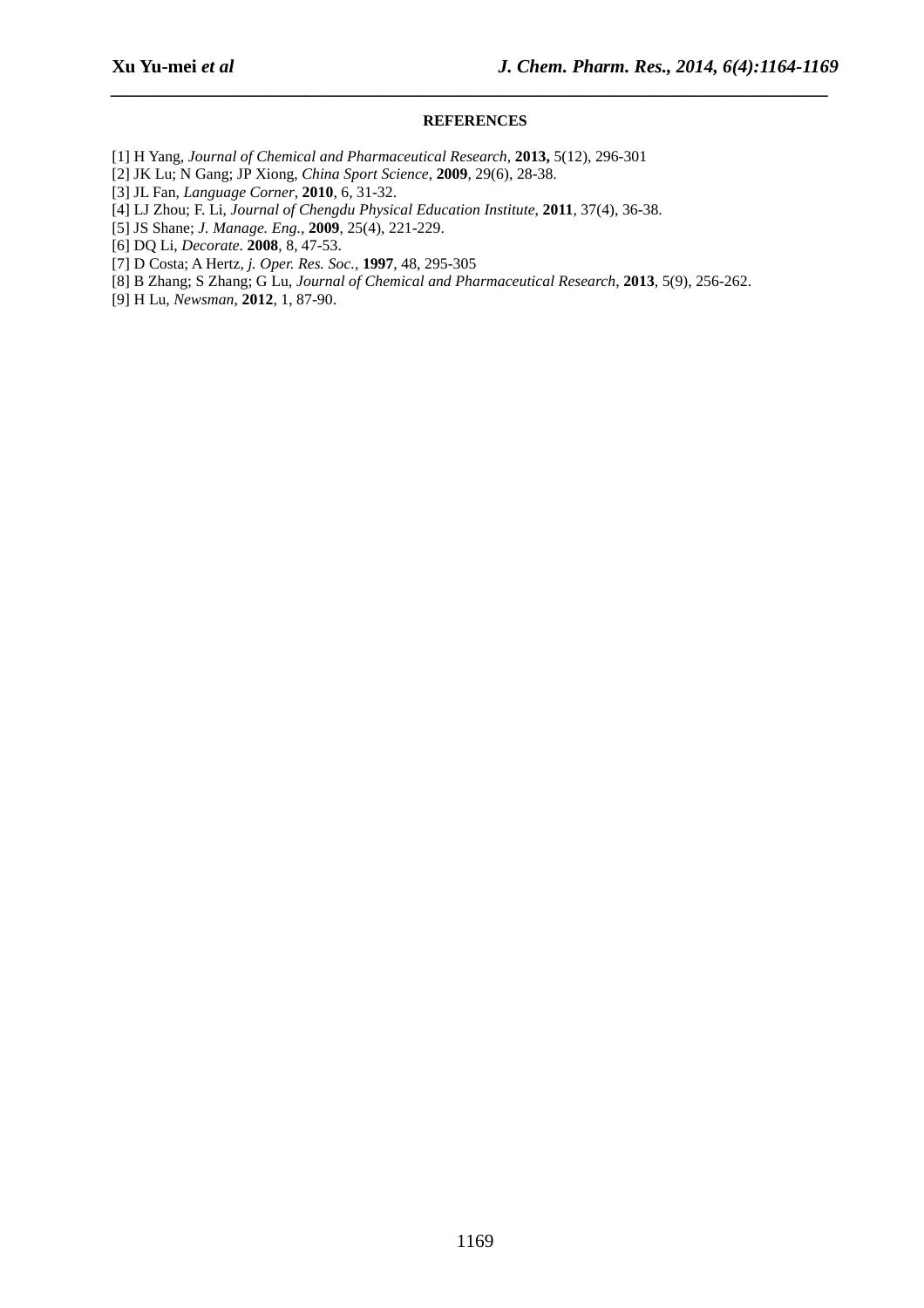**REFERENCES**

[1] H Yang, *Journal of Chemical and Pharmaceutical Research*, **2013,** 5(12), 296-301

[2] JK Lu; N Gang; JP Xiong, *China Sport Science*, **2009**, 29(6), 28-38.

[3] JL Fan, *Language Corner*, **2010**, 6, 31-32.

[4] LJ Zhou; F. Li, *Journal of Chengdu Physical Education Institute*, **2011**, 37(4), 36-38.

[5] JS Shane; *J. Manage. Eng.*, **2009**, 25(4), 221-229.

[6] DQ Li, *Decorate*. **2008**, 8, 47-53.

[7] D Costa; A Hertz, *j. Oper. Res. Soc.*, **1997**, 48, 295-305

[8] B Zhang; S Zhang; G Lu, *Journal of Chemical and Pharmaceutical Research*, **2013**, 5(9), 256-262.

[9] H Lu, *Newsman*, **2012**, 1, 87-90.